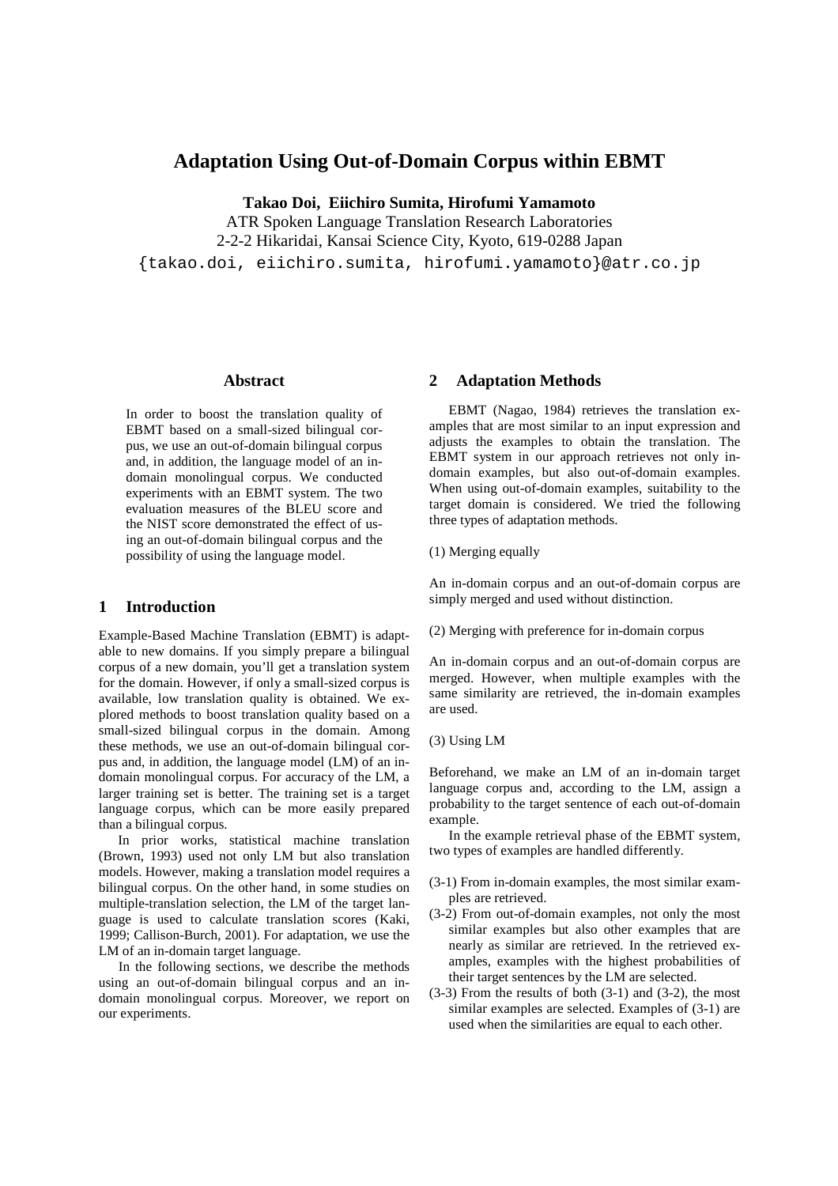# Adaptation Using Out-of-Domain Corpus within EBMT

**Takao Doi, Eiichiro Sumita, Hirofumi Yamamoto**

ATR Spoken Language Translation Research Laboratories
2-2-2 Hikaridai, Kansai Science City, Kyoto, 619-0288 Japan
{takao.doi, eiichiro.sumita, hirofumi.yamamoto}@atr.co.jp

## Abstract

In order to boost the translation quality of EBMT based on a small-sized bilingual corpus, we use an out-of-domain bilingual corpus and, in addition, the language model of an in-domain monolingual corpus. We conducted experiments with an EBMT system. The two evaluation measures of the BLEU score and the NIST score demonstrated the effect of using an out-of-domain bilingual corpus and the possibility of using the language model.

## 1 Introduction

Example-Based Machine Translation (EBMT) is adaptable to new domains. If you simply prepare a bilingual corpus of a new domain, you'll get a translation system for the domain. However, if only a small-sized corpus is available, low translation quality is obtained. We explored methods to boost translation quality based on a small-sized bilingual corpus in the domain. Among these methods, we use an out-of-domain bilingual corpus and, in addition, the language model (LM) of an in-domain monolingual corpus. For accuracy of the LM, a larger training set is better. The training set is a target language corpus, which can be more easily prepared than a bilingual corpus.

In prior works, statistical machine translation (Brown, 1993) used not only LM but also translation models. However, making a translation model requires a bilingual corpus. On the other hand, in some studies on multiple-translation selection, the LM of the target language is used to calculate translation scores (Kaki, 1999; Callison-Burch, 2001). For adaptation, we use the LM of an in-domain target language.

In the following sections, we describe the methods using an out-of-domain bilingual corpus and an in-domain monolingual corpus. Moreover, we report on our experiments.

## 2 Adaptation Methods

EBMT (Nagao, 1984) retrieves the translation examples that are most similar to an input expression and adjusts the examples to obtain the translation. The EBMT system in our approach retrieves not only in-domain examples, but also out-of-domain examples. When using out-of-domain examples, suitability to the target domain is considered. We tried the following three types of adaptation methods.

(1) Merging equally

An in-domain corpus and an out-of-domain corpus are simply merged and used without distinction.

(2) Merging with preference for in-domain corpus

An in-domain corpus and an out-of-domain corpus are merged. However, when multiple examples with the same similarity are retrieved, the in-domain examples are used.

(3) Using LM

Beforehand, we make an LM of an in-domain target language corpus and, according to the LM, assign a probability to the target sentence of each out-of-domain example.

In the example retrieval phase of the EBMT system, two types of examples are handled differently.

- (3-1) From in-domain examples, the most similar examples are retrieved.
- (3-2) From out-of-domain examples, not only the most similar examples but also other examples that are nearly as similar are retrieved. In the retrieved examples, examples with the highest probabilities of their target sentences by the LM are selected.
- (3-3) From the results of both (3-1) and (3-2), the most similar examples are selected. Examples of (3-1) are used when the similarities are equal to each other.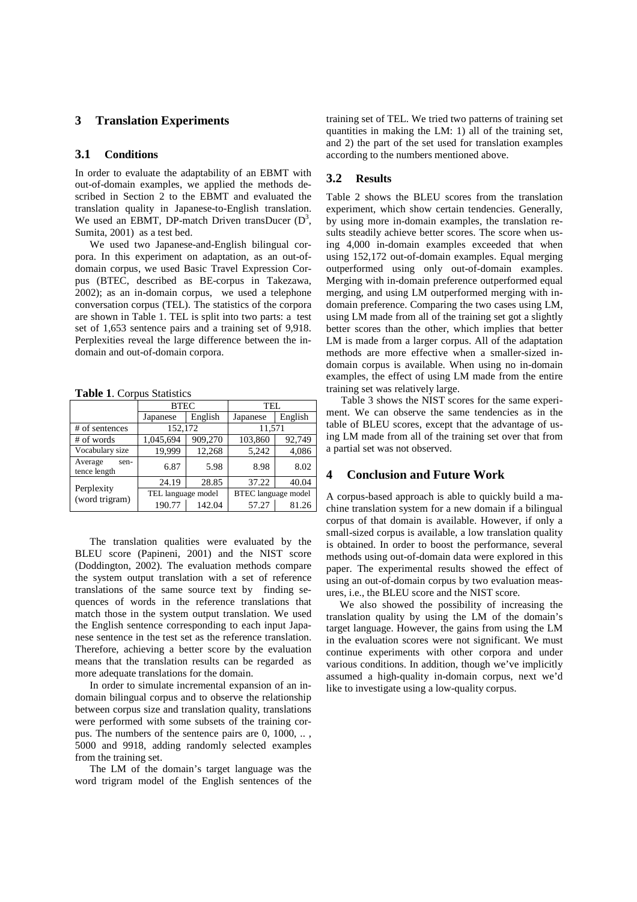## 3 Translation Experiments

### 3.1 Conditions

In order to evaluate the adaptability of an EBMT with out-of-domain examples, we applied the methods described in Section 2 to the EBMT and evaluated the translation quality in Japanese-to-English translation. We used an EBMT, DP-match Driven transDucer ($D^3$, Sumita, 2001) as a test bed.

We used two Japanese-and-English bilingual corpora. In this experiment on adaptation, as an out-of-domain corpus, we used Basic Travel Expression Corpus (BTEC, described as BE-corpus in Takezawa, 2002); as an in-domain corpus, we used a telephone conversation corpus (TEL). The statistics of the corpora are shown in Table 1. TEL is split into two parts: a test set of 1,653 sentence pairs and a training set of 9,918. Perplexities reveal the large difference between the in-domain and out-of-domain corpora.

**Table 1**. Corpus Statistics

| | BTEC | | TEL | |
|---|---|---|---|---|
| | Japanese | English | Japanese | English |
| # of sentences | 152,172 | | 11,571 | |
| # of words | 1,045,694 | 909,270 | 103,860 | 92,749 |
| Vocabulary size | 19,999 | 12,268 | 5,242 | 4,086 |
| Average sentence length | 6.87 | 5.98 | 8.98 | 8.02 |
| Perplexity (word trigram) | 24.19 | 28.85 | 37.22 | 40.04 |
| | TEL language model | | BTEC language model | |
| | 190.77 | 142.04 | 57.27 | 81.26 |

The translation qualities were evaluated by the BLEU score (Papineni, 2001) and the NIST score (Doddington, 2002). The evaluation methods compare the system output translation with a set of reference translations of the same source text by finding sequences of words in the reference translations that match those in the system output translation. We used the English sentence corresponding to each input Japanese sentence in the test set as the reference translation. Therefore, achieving a better score by the evaluation means that the translation results can be regarded as more adequate translations for the domain.

In order to simulate incremental expansion of an in-domain bilingual corpus and to observe the relationship between corpus size and translation quality, translations were performed with some subsets of the training corpus. The numbers of the sentence pairs are 0, 1000, .. , 5000 and 9918, adding randomly selected examples from the training set.

The LM of the domain's target language was the word trigram model of the English sentences of the training set of TEL. We tried two patterns of training set quantities in making the LM: 1) all of the training set, and 2) the part of the set used for translation examples according to the numbers mentioned above.

### 3.2 Results

Table 2 shows the BLEU scores from the translation experiment, which show certain tendencies. Generally, by using more in-domain examples, the translation results steadily achieve better scores. The score when using 4,000 in-domain examples exceeded that when using 152,172 out-of-domain examples. Equal merging outperformed using only out-of-domain examples. Merging with in-domain preference outperformed equal merging, and using LM outperformed merging with in-domain preference. Comparing the two cases using LM, using LM made from all of the training set got a slightly better scores than the other, which implies that better LM is made from a larger corpus. All of the adaptation methods are more effective when a smaller-sized in-domain corpus is available. When using no in-domain examples, the effect of using LM made from the entire training set was relatively large.

Table 3 shows the NIST scores for the same experiment. We can observe the same tendencies as in the table of BLEU scores, except that the advantage of using LM made from all of the training set over that from a partial set was not observed.

## 4 Conclusion and Future Work

A corpus-based approach is able to quickly build a machine translation system for a new domain if a bilingual corpus of that domain is available. However, if only a small-sized corpus is available, a low translation quality is obtained. In order to boost the performance, several methods using out-of-domain data were explored in this paper. The experimental results showed the effect of using an out-of-domain corpus by two evaluation measures, i.e., the BLEU score and the NIST score.

We also showed the possibility of increasing the translation quality by using the LM of the domain's target language. However, the gains from using the LM in the evaluation scores were not significant. We must continue experiments with other corpora and under various conditions. In addition, though we've implicitly assumed a high-quality in-domain corpus, next we'd like to investigate using a low-quality corpus.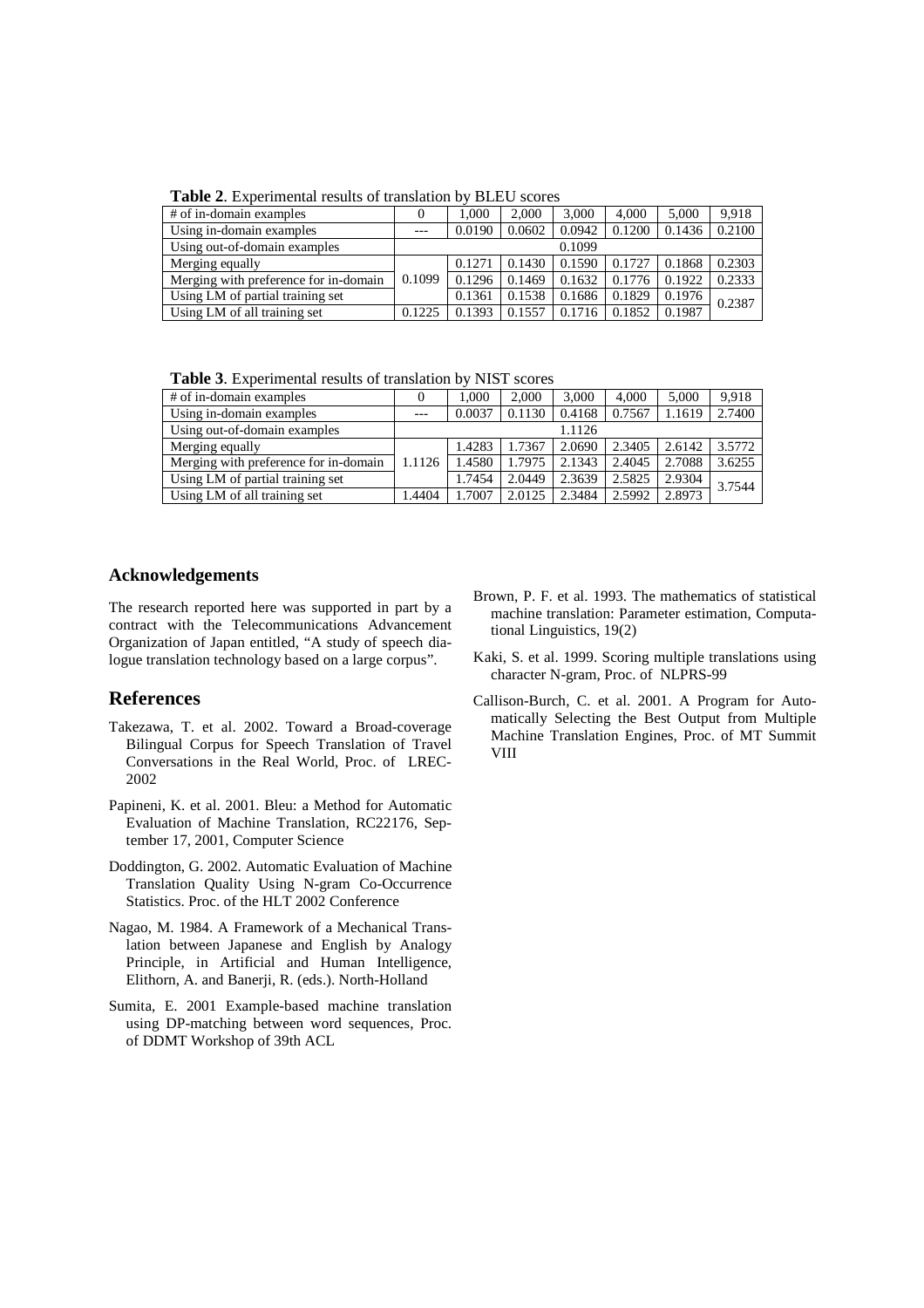**Table 2**. Experimental results of translation by BLEU scores

| # of in-domain examples | 0 | 1,000 | 2,000 | 3,000 | 4,000 | 5,000 | 9,918 |
|---|---|---|---|---|---|---|---|
| Using in-domain examples | --- | 0.0190 | 0.0602 | 0.0942 | 0.1200 | 0.1436 | 0.2100 |
| Using out-of-domain examples | 0.1099 | | | | | | |
| Merging equally | 0.1099 | 0.1271 | 0.1430 | 0.1590 | 0.1727 | 0.1868 | 0.2303 |
| Merging with preference for in-domain | | 0.1296 | 0.1469 | 0.1632 | 0.1776 | 0.1922 | 0.2333 |
| Using LM of partial training set | | 0.1361 | 0.1538 | 0.1686 | 0.1829 | 0.1976 | 0.2387 |
| Using LM of all training set | 0.1225 | 0.1393 | 0.1557 | 0.1716 | 0.1852 | 0.1987 | |

**Table 3**. Experimental results of translation by NIST scores

| # of in-domain examples | 0 | 1,000 | 2,000 | 3,000 | 4,000 | 5,000 | 9,918 |
|---|---|---|---|---|---|---|---|
| Using in-domain examples | --- | 0.0037 | 0.1130 | 0.4168 | 0.7567 | 1.1619 | 2.7400 |
| Using out-of-domain examples | 1.1126 | | | | | | |
| Merging equally | 1.1126 | 1.4283 | 1.7367 | 2.0690 | 2.3405 | 2.6142 | 3.5772 |
| Merging with preference for in-domain | | 1.4580 | 1.7975 | 2.1343 | 2.4045 | 2.7088 | 3.6255 |
| Using LM of partial training set | | 1.7454 | 2.0449 | 2.3639 | 2.5825 | 2.9304 | 3.7544 |
| Using LM of all training set | 1.4404 | 1.7007 | 2.0125 | 2.3484 | 2.5992 | 2.8973 | |

## Acknowledgements

The research reported here was supported in part by a contract with the Telecommunications Advancement Organization of Japan entitled, "A study of speech dialogue translation technology based on a large corpus".

## References

Takezawa, T. et al. 2002. Toward a Broad-coverage Bilingual Corpus for Speech Translation of Travel Conversations in the Real World, Proc. of LREC-2002

Papineni, K. et al. 2001. Bleu: a Method for Automatic Evaluation of Machine Translation, RC22176, September 17, 2001, Computer Science

Doddington, G. 2002. Automatic Evaluation of Machine Translation Quality Using N-gram Co-Occurrence Statistics. Proc. of the HLT 2002 Conference

Nagao, M. 1984. A Framework of a Mechanical Translation between Japanese and English by Analogy Principle, in Artificial and Human Intelligence, Elithorn, A. and Banerji, R. (eds.). North-Holland

Sumita, E. 2001 Example-based machine translation using DP-matching between word sequences, Proc. of DDMT Workshop of 39th ACL

Brown, P. F. et al. 1993. The mathematics of statistical machine translation: Parameter estimation, Computational Linguistics, 19(2)

Kaki, S. et al. 1999. Scoring multiple translations using character N-gram, Proc. of NLPRS-99

Callison-Burch, C. et al. 2001. A Program for Automatically Selecting the Best Output from Multiple Machine Translation Engines, Proc. of MT Summit VIII